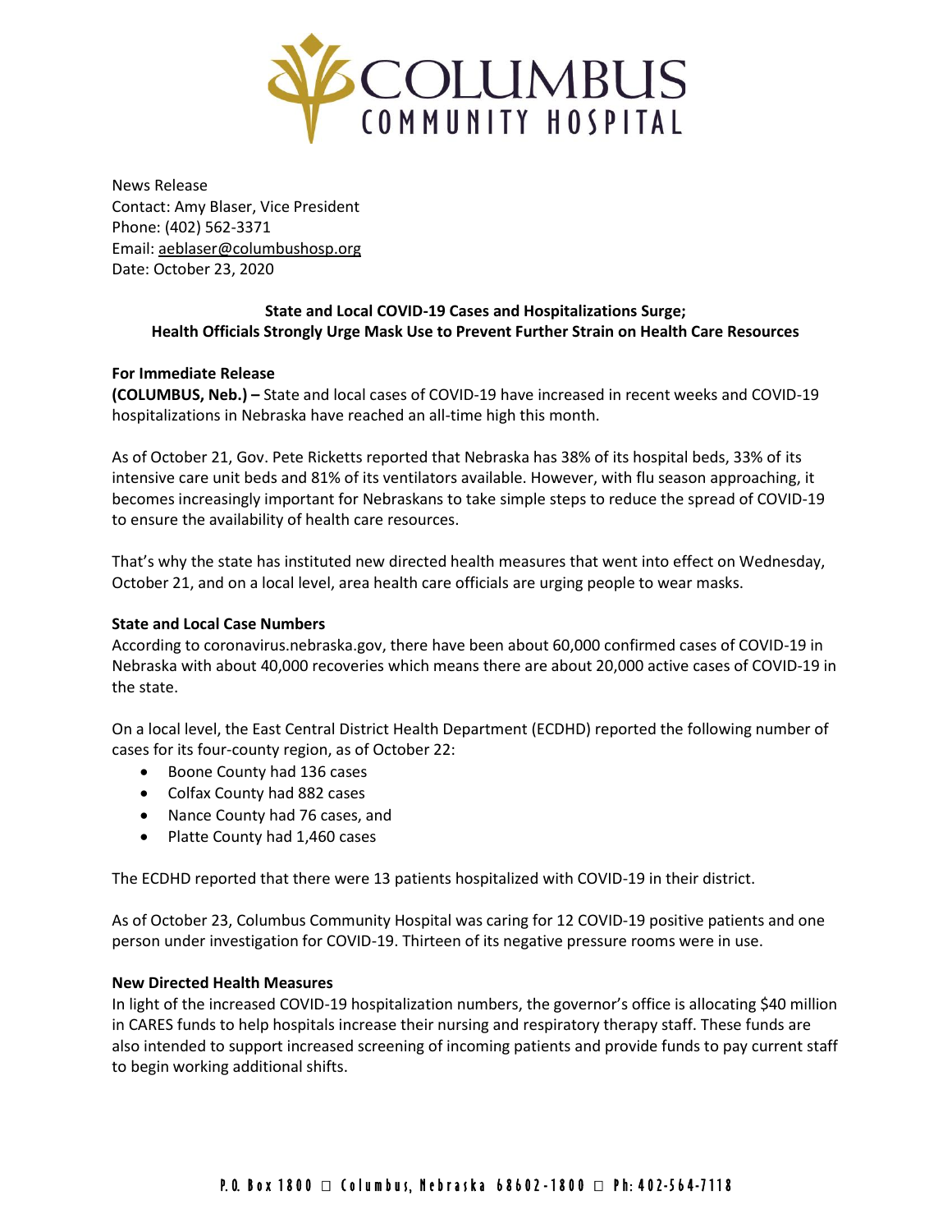News Release
Contact: Amy Blaser, Vice President
Phone: (402) 562-3371
Email: aeblaser@columbushosp.org
Date: October 23, 2020

**State and Local COVID-19 Cases and Hospitalizations Surge;**
**Health Officials Strongly Urge Mask Use to Prevent Further Strain on Health Care Resources**

**For Immediate Release**
**(COLUMBUS, Neb.) –** State and local cases of COVID-19 have increased in recent weeks and COVID-19 hospitalizations in Nebraska have reached an all-time high this month.

As of October 21, Gov. Pete Ricketts reported that Nebraska has 38% of its hospital beds, 33% of its intensive care unit beds and 81% of its ventilators available. However, with flu season approaching, it becomes increasingly important for Nebraskans to take simple steps to reduce the spread of COVID-19 to ensure the availability of health care resources.

That's why the state has instituted new directed health measures that went into effect on Wednesday, October 21, and on a local level, area health care officials are urging people to wear masks.

**State and Local Case Numbers**
According to coronavirus.nebraska.gov, there have been about 60,000 confirmed cases of COVID-19 in Nebraska with about 40,000 recoveries which means there are about 20,000 active cases of COVID-19 in the state.

On a local level, the East Central District Health Department (ECDHD) reported the following number of cases for its four-county region, as of October 22:

- Boone County had 136 cases
- Colfax County had 882 cases
- Nance County had 76 cases, and
- Platte County had 1,460 cases

The ECDHD reported that there were 13 patients hospitalized with COVID-19 in their district.

As of October 23, Columbus Community Hospital was caring for 12 COVID-19 positive patients and one person under investigation for COVID-19. Thirteen of its negative pressure rooms were in use.

**New Directed Health Measures**
In light of the increased COVID-19 hospitalization numbers, the governor's office is allocating $40 million in CARES funds to help hospitals increase their nursing and respiratory therapy staff. These funds are also intended to support increased screening of incoming patients and provide funds to pay current staff to begin working additional shifts.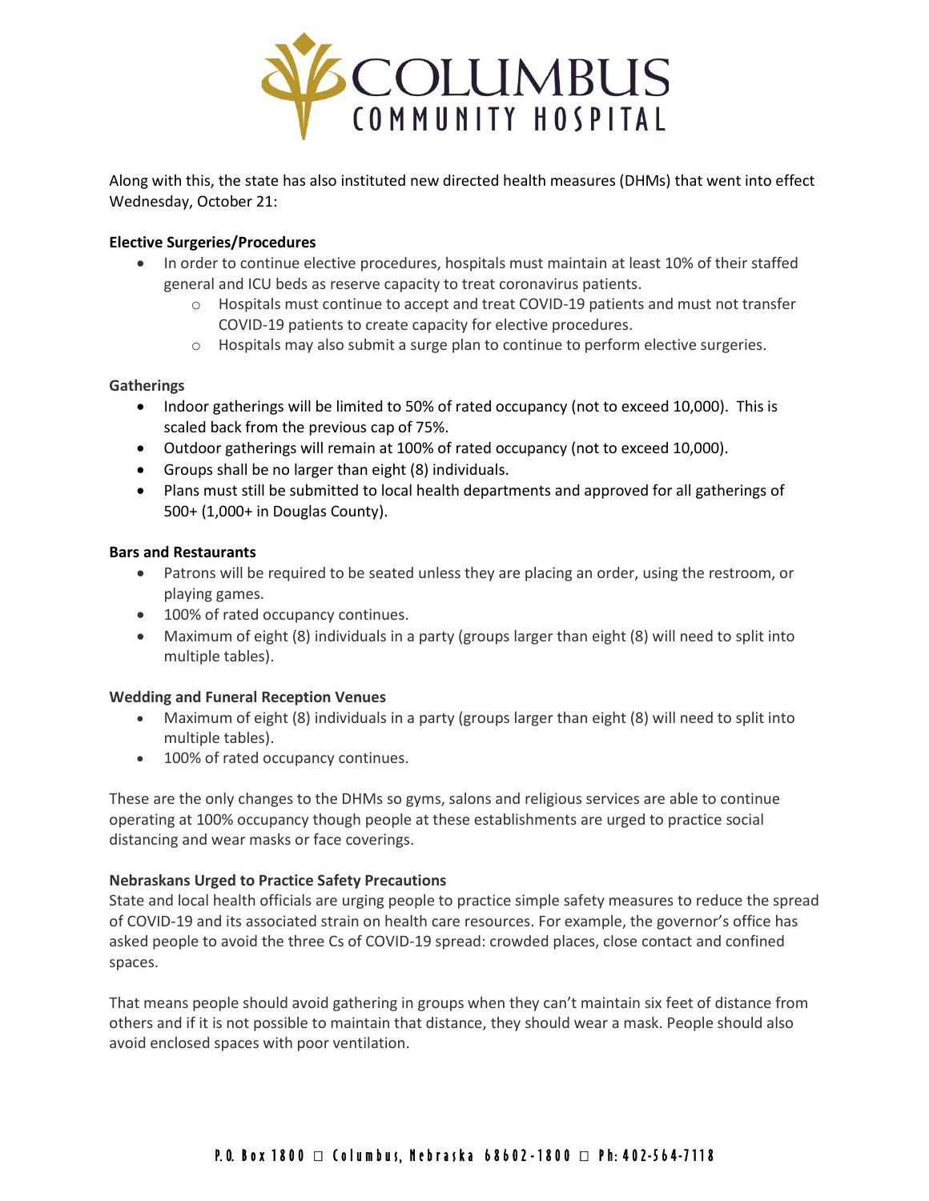Along with this, the state has also instituted new directed health measures (DHMs) that went into effect Wednesday, October 21:

**Elective Surgeries/Procedures**

- In order to continue elective procedures, hospitals must maintain at least 10% of their staffed general and ICU beds as reserve capacity to treat coronavirus patients.
  - Hospitals must continue to accept and treat COVID-19 patients and must not transfer COVID-19 patients to create capacity for elective procedures.
  - Hospitals may also submit a surge plan to continue to perform elective surgeries.

**Gatherings**

- Indoor gatherings will be limited to 50% of rated occupancy (not to exceed 10,000). This is scaled back from the previous cap of 75%.
- Outdoor gatherings will remain at 100% of rated occupancy (not to exceed 10,000).
- Groups shall be no larger than eight (8) individuals.
- Plans must still be submitted to local health departments and approved for all gatherings of 500+ (1,000+ in Douglas County).

**Bars and Restaurants**

- Patrons will be required to be seated unless they are placing an order, using the restroom, or playing games.
- 100% of rated occupancy continues.
- Maximum of eight (8) individuals in a party (groups larger than eight (8) will need to split into multiple tables).

**Wedding and Funeral Reception Venues**

- Maximum of eight (8) individuals in a party (groups larger than eight (8) will need to split into multiple tables).
- 100% of rated occupancy continues.

These are the only changes to the DHMs so gyms, salons and religious services are able to continue operating at 100% occupancy though people at these establishments are urged to practice social distancing and wear masks or face coverings.

**Nebraskans Urged to Practice Safety Precautions**

State and local health officials are urging people to practice simple safety measures to reduce the spread of COVID-19 and its associated strain on health care resources. For example, the governor's office has asked people to avoid the three Cs of COVID-19 spread: crowded places, close contact and confined spaces.

That means people should avoid gathering in groups when they can't maintain six feet of distance from others and if it is not possible to maintain that distance, they should wear a mask. People should also avoid enclosed spaces with poor ventilation.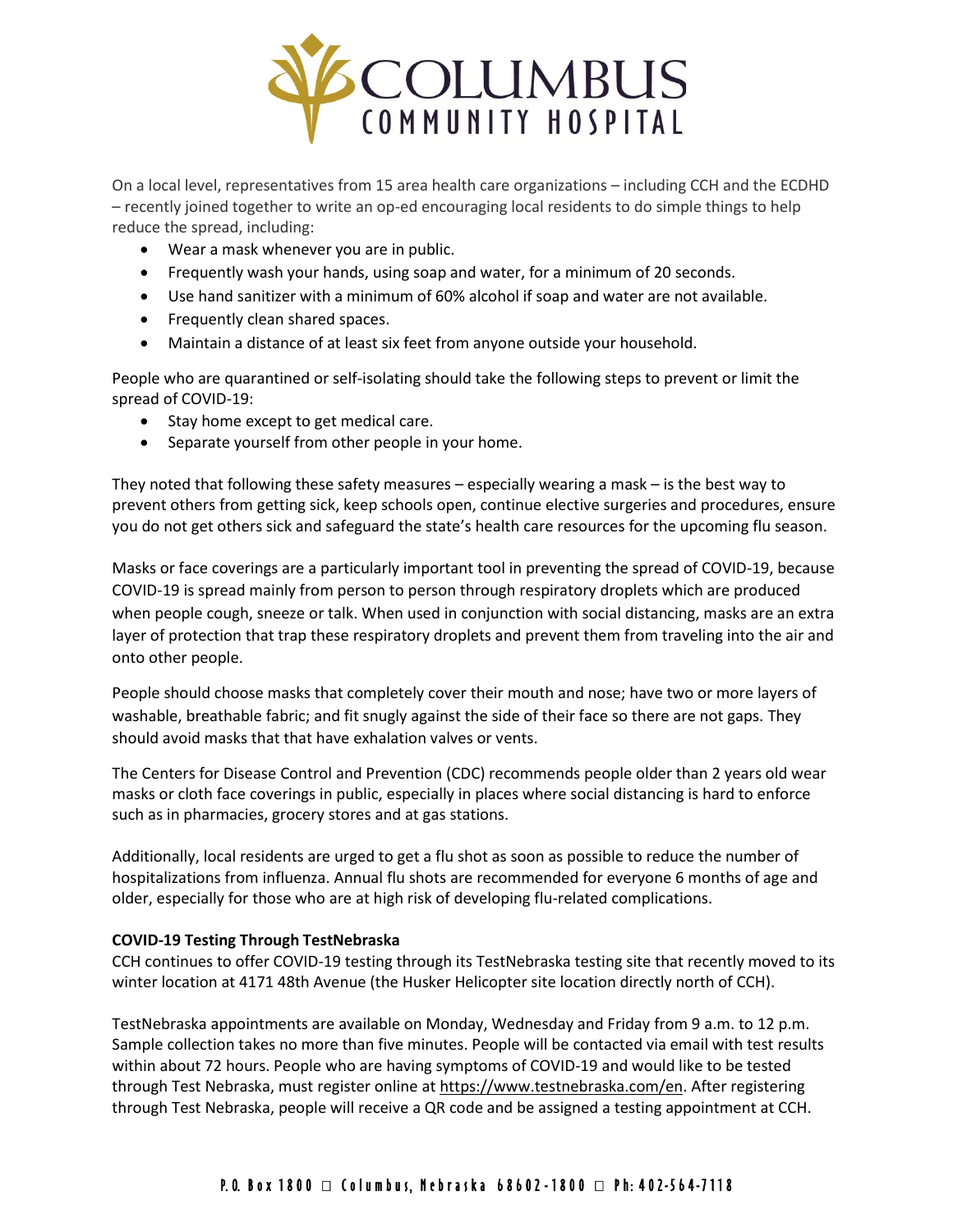On a local level, representatives from 15 area health care organizations – including CCH and the ECDHD – recently joined together to write an op-ed encouraging local residents to do simple things to help reduce the spread, including:

- Wear a mask whenever you are in public.
- Frequently wash your hands, using soap and water, for a minimum of 20 seconds.
- Use hand sanitizer with a minimum of 60% alcohol if soap and water are not available.
- Frequently clean shared spaces.
- Maintain a distance of at least six feet from anyone outside your household.

People who are quarantined or self-isolating should take the following steps to prevent or limit the spread of COVID-19:

- Stay home except to get medical care.
- Separate yourself from other people in your home.

They noted that following these safety measures – especially wearing a mask – is the best way to prevent others from getting sick, keep schools open, continue elective surgeries and procedures, ensure you do not get others sick and safeguard the state's health care resources for the upcoming flu season.

Masks or face coverings are a particularly important tool in preventing the spread of COVID-19, because COVID-19 is spread mainly from person to person through respiratory droplets which are produced when people cough, sneeze or talk. When used in conjunction with social distancing, masks are an extra layer of protection that trap these respiratory droplets and prevent them from traveling into the air and onto other people.

People should choose masks that completely cover their mouth and nose; have two or more layers of washable, breathable fabric; and fit snugly against the side of their face so there are not gaps. They should avoid masks that that have exhalation valves or vents.

The Centers for Disease Control and Prevention (CDC) recommends people older than 2 years old wear masks or cloth face coverings in public, especially in places where social distancing is hard to enforce such as in pharmacies, grocery stores and at gas stations.

Additionally, local residents are urged to get a flu shot as soon as possible to reduce the number of hospitalizations from influenza. Annual flu shots are recommended for everyone 6 months of age and older, especially for those who are at high risk of developing flu-related complications.

**COVID-19 Testing Through TestNebraska**

CCH continues to offer COVID-19 testing through its TestNebraska testing site that recently moved to its winter location at 4171 48th Avenue (the Husker Helicopter site location directly north of CCH).

TestNebraska appointments are available on Monday, Wednesday and Friday from 9 a.m. to 12 p.m. Sample collection takes no more than five minutes. People will be contacted via email with test results within about 72 hours. People who are having symptoms of COVID-19 and would like to be tested through Test Nebraska, must register online at https://www.testnebraska.com/en. After registering through Test Nebraska, people will receive a QR code and be assigned a testing appointment at CCH.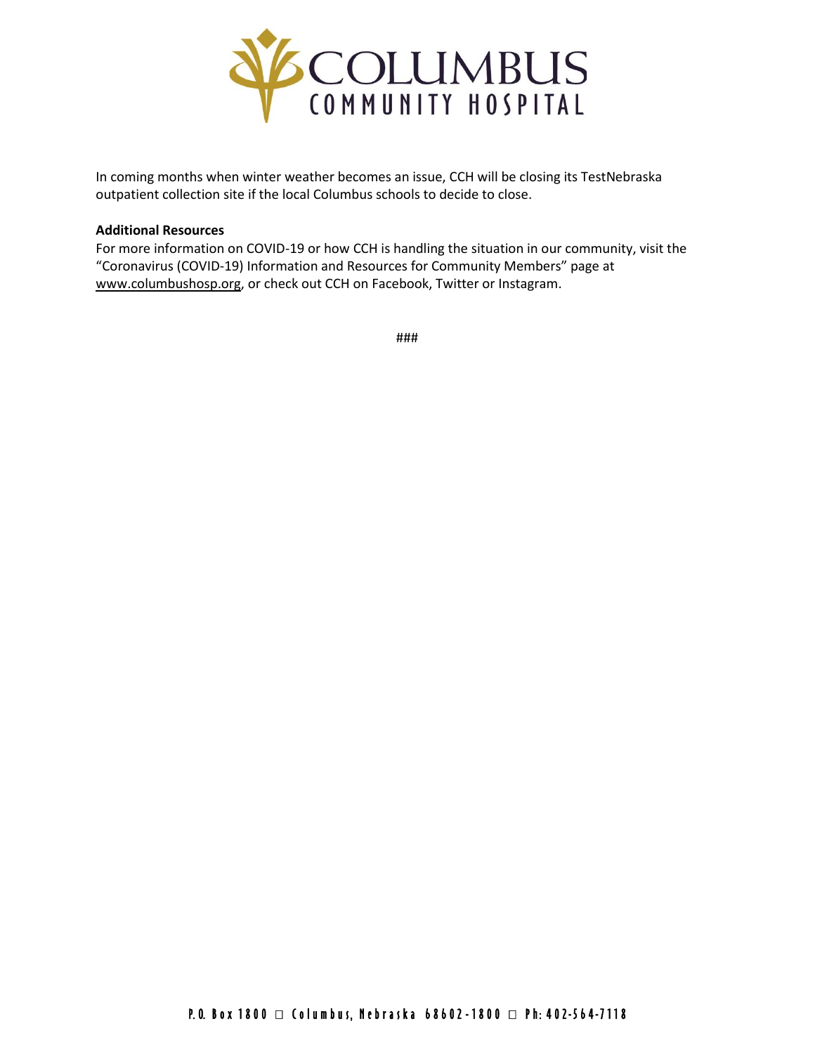In coming months when winter weather becomes an issue, CCH will be closing its TestNebraska outpatient collection site if the local Columbus schools to decide to close.

**Additional Resources**

For more information on COVID-19 or how CCH is handling the situation in our community, visit the "Coronavirus (COVID-19) Information and Resources for Community Members" page at www.columbushosp.org, or check out CCH on Facebook, Twitter or Instagram.

###